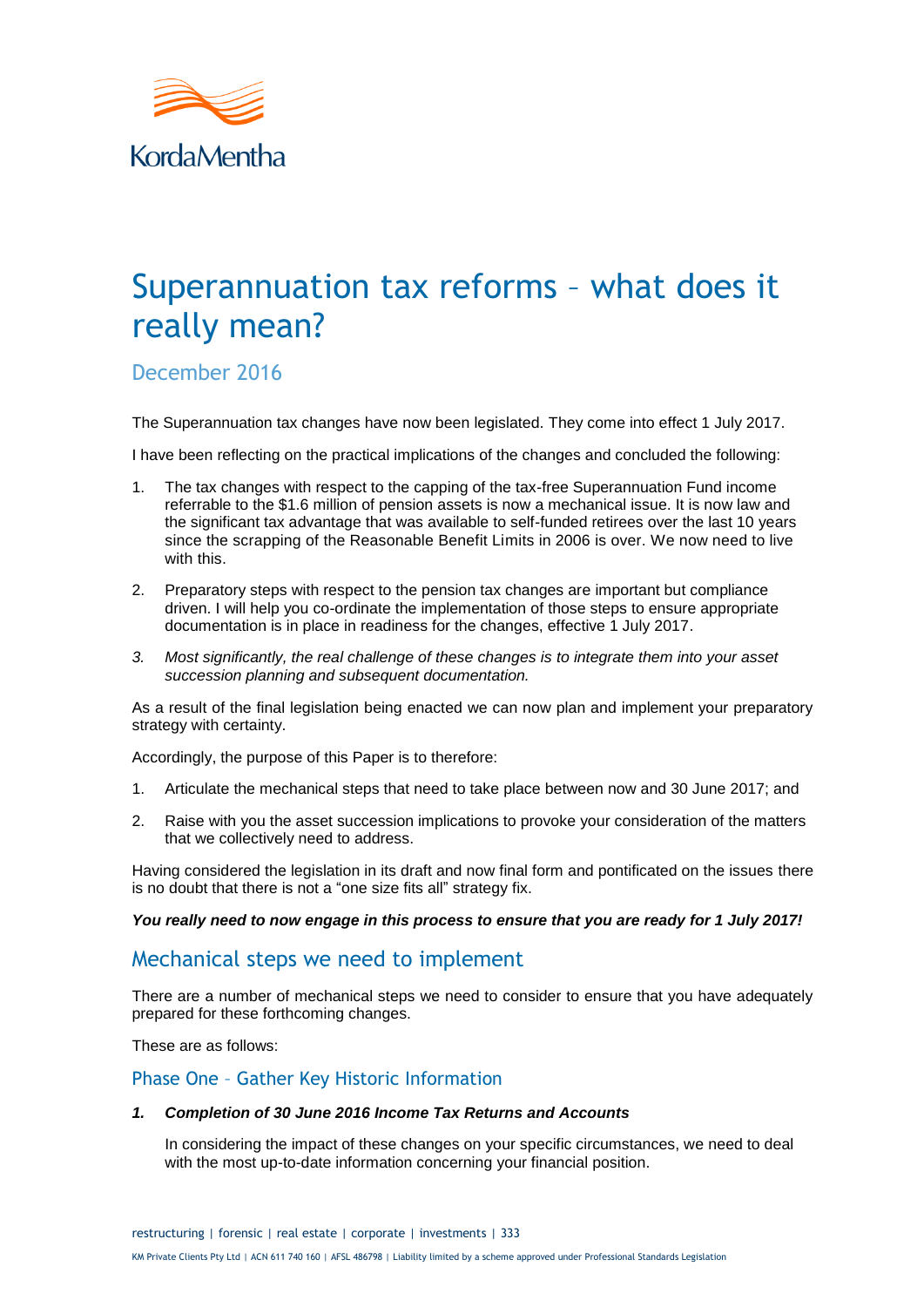# Superannuation tax reforms – what does it really mean?

## December 2016

The Superannuation tax changes have now been legislated. They come into effect 1 July 2017.

I have been reflecting on the practical implications of the changes and concluded the following:

1. The tax changes with respect to the capping of the tax-free Superannuation Fund income referrable to the $1.6 million of pension assets is now a mechanical issue. It is now law and the significant tax advantage that was available to self-funded retirees over the last 10 years since the scrapping of the Reasonable Benefit Limits in 2006 is over. We now need to live with this.
2. Preparatory steps with respect to the pension tax changes are important but compliance driven. I will help you co-ordinate the implementation of those steps to ensure appropriate documentation is in place in readiness for the changes, effective 1 July 2017.
3. *Most significantly, the real challenge of these changes is to integrate them into your asset succession planning and subsequent documentation.*

As a result of the final legislation being enacted we can now plan and implement your preparatory strategy with certainty.

Accordingly, the purpose of this Paper is to therefore:

1. Articulate the mechanical steps that need to take place between now and 30 June 2017; and
2. Raise with you the asset succession implications to provoke your consideration of the matters that we collectively need to address.

Having considered the legislation in its draft and now final form and pontificated on the issues there is no doubt that there is not a "one size fits all" strategy fix.

***You really need to now engage in this process to ensure that you are ready for 1 July 2017!***

## Mechanical steps we need to implement

There are a number of mechanical steps we need to consider to ensure that you have adequately prepared for these forthcoming changes.

These are as follows:

### Phase One – Gather Key Historic Information

***1. Completion of 30 June 2016 Income Tax Returns and Accounts***

In considering the impact of these changes on your specific circumstances, we need to deal with the most up-to-date information concerning your financial position.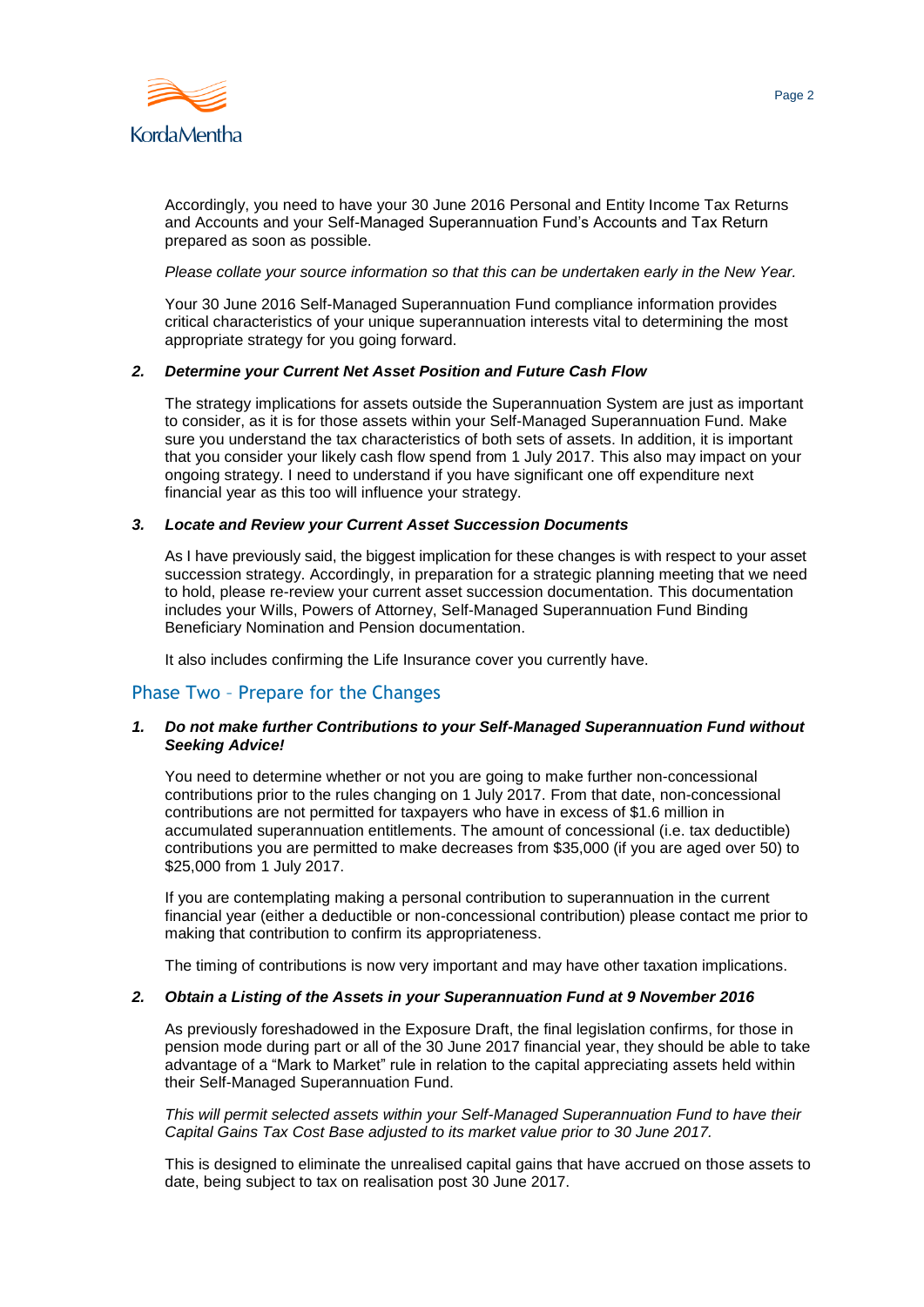Accordingly, you need to have your 30 June 2016 Personal and Entity Income Tax Returns and Accounts and your Self-Managed Superannuation Fund's Accounts and Tax Return prepared as soon as possible.

*Please collate your source information so that this can be undertaken early in the New Year.*

Your 30 June 2016 Self-Managed Superannuation Fund compliance information provides critical characteristics of your unique superannuation interests vital to determining the most appropriate strategy for you going forward.

***2. Determine your Current Net Asset Position and Future Cash Flow***

The strategy implications for assets outside the Superannuation System are just as important to consider, as it is for those assets within your Self-Managed Superannuation Fund. Make sure you understand the tax characteristics of both sets of assets. In addition, it is important that you consider your likely cash flow spend from 1 July 2017. This also may impact on your ongoing strategy. I need to understand if you have significant one off expenditure next financial year as this too will influence your strategy.

***3. Locate and Review your Current Asset Succession Documents***

As I have previously said, the biggest implication for these changes is with respect to your asset succession strategy. Accordingly, in preparation for a strategic planning meeting that we need to hold, please re-review your current asset succession documentation. This documentation includes your Wills, Powers of Attorney, Self-Managed Superannuation Fund Binding Beneficiary Nomination and Pension documentation.

It also includes confirming the Life Insurance cover you currently have.

## Phase Two – Prepare for the Changes

***1. Do not make further Contributions to your Self-Managed Superannuation Fund without Seeking Advice!***

You need to determine whether or not you are going to make further non-concessional contributions prior to the rules changing on 1 July 2017. From that date, non-concessional contributions are not permitted for taxpayers who have in excess of $1.6 million in accumulated superannuation entitlements. The amount of concessional (i.e. tax deductible) contributions you are permitted to make decreases from $35,000 (if you are aged over 50) to $25,000 from 1 July 2017.

If you are contemplating making a personal contribution to superannuation in the current financial year (either a deductible or non-concessional contribution) please contact me prior to making that contribution to confirm its appropriateness.

The timing of contributions is now very important and may have other taxation implications.

***2. Obtain a Listing of the Assets in your Superannuation Fund at 9 November 2016***

As previously foreshadowed in the Exposure Draft, the final legislation confirms, for those in pension mode during part or all of the 30 June 2017 financial year, they should be able to take advantage of a "Mark to Market" rule in relation to the capital appreciating assets held within their Self-Managed Superannuation Fund.

*This will permit selected assets within your Self-Managed Superannuation Fund to have their Capital Gains Tax Cost Base adjusted to its market value prior to 30 June 2017.*

This is designed to eliminate the unrealised capital gains that have accrued on those assets to date, being subject to tax on realisation post 30 June 2017.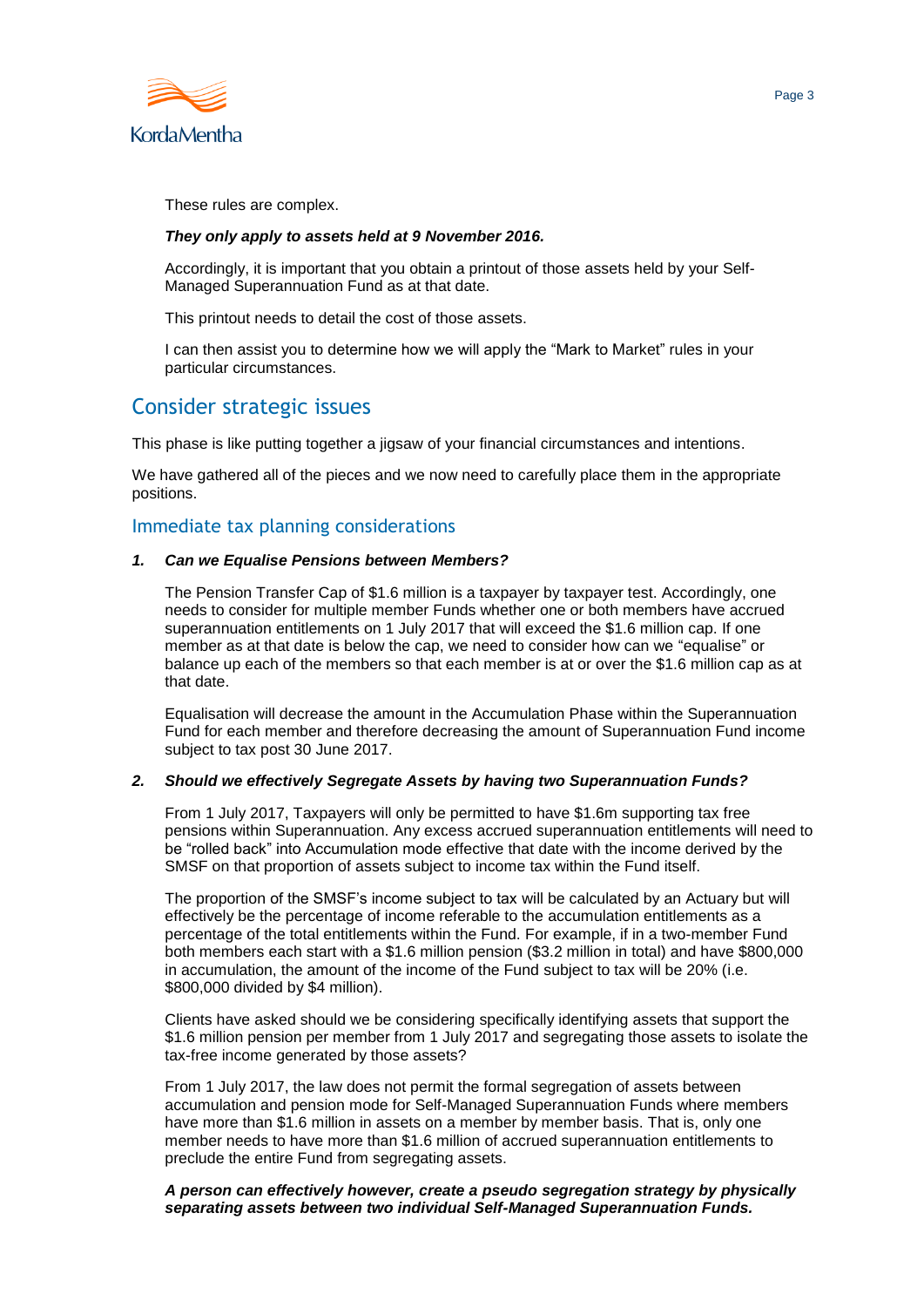These rules are complex.

***They only apply to assets held at 9 November 2016.***

Accordingly, it is important that you obtain a printout of those assets held by your Self-Managed Superannuation Fund as at that date.

This printout needs to detail the cost of those assets.

I can then assist you to determine how we will apply the "Mark to Market" rules in your particular circumstances.

## Consider strategic issues

This phase is like putting together a jigsaw of your financial circumstances and intentions.

We have gathered all of the pieces and we now need to carefully place them in the appropriate positions.

### Immediate tax planning considerations

***1. Can we Equalise Pensions between Members?***

The Pension Transfer Cap of $1.6 million is a taxpayer by taxpayer test. Accordingly, one needs to consider for multiple member Funds whether one or both members have accrued superannuation entitlements on 1 July 2017 that will exceed the $1.6 million cap. If one member as at that date is below the cap, we need to consider how can we "equalise" or balance up each of the members so that each member is at or over the $1.6 million cap as at that date.

Equalisation will decrease the amount in the Accumulation Phase within the Superannuation Fund for each member and therefore decreasing the amount of Superannuation Fund income subject to tax post 30 June 2017.

***2. Should we effectively Segregate Assets by having two Superannuation Funds?***

From 1 July 2017, Taxpayers will only be permitted to have $1.6m supporting tax free pensions within Superannuation. Any excess accrued superannuation entitlements will need to be "rolled back" into Accumulation mode effective that date with the income derived by the SMSF on that proportion of assets subject to income tax within the Fund itself.

The proportion of the SMSF's income subject to tax will be calculated by an Actuary but will effectively be the percentage of income referable to the accumulation entitlements as a percentage of the total entitlements within the Fund. For example, if in a two-member Fund both members each start with a $1.6 million pension ($3.2 million in total) and have $800,000 in accumulation, the amount of the income of the Fund subject to tax will be 20% (i.e. $800,000 divided by $4 million).

Clients have asked should we be considering specifically identifying assets that support the $1.6 million pension per member from 1 July 2017 and segregating those assets to isolate the tax-free income generated by those assets?

From 1 July 2017, the law does not permit the formal segregation of assets between accumulation and pension mode for Self-Managed Superannuation Funds where members have more than $1.6 million in assets on a member by member basis. That is, only one member needs to have more than $1.6 million of accrued superannuation entitlements to preclude the entire Fund from segregating assets.

***A person can effectively however, create a pseudo segregation strategy by physically separating assets between two individual Self-Managed Superannuation Funds.***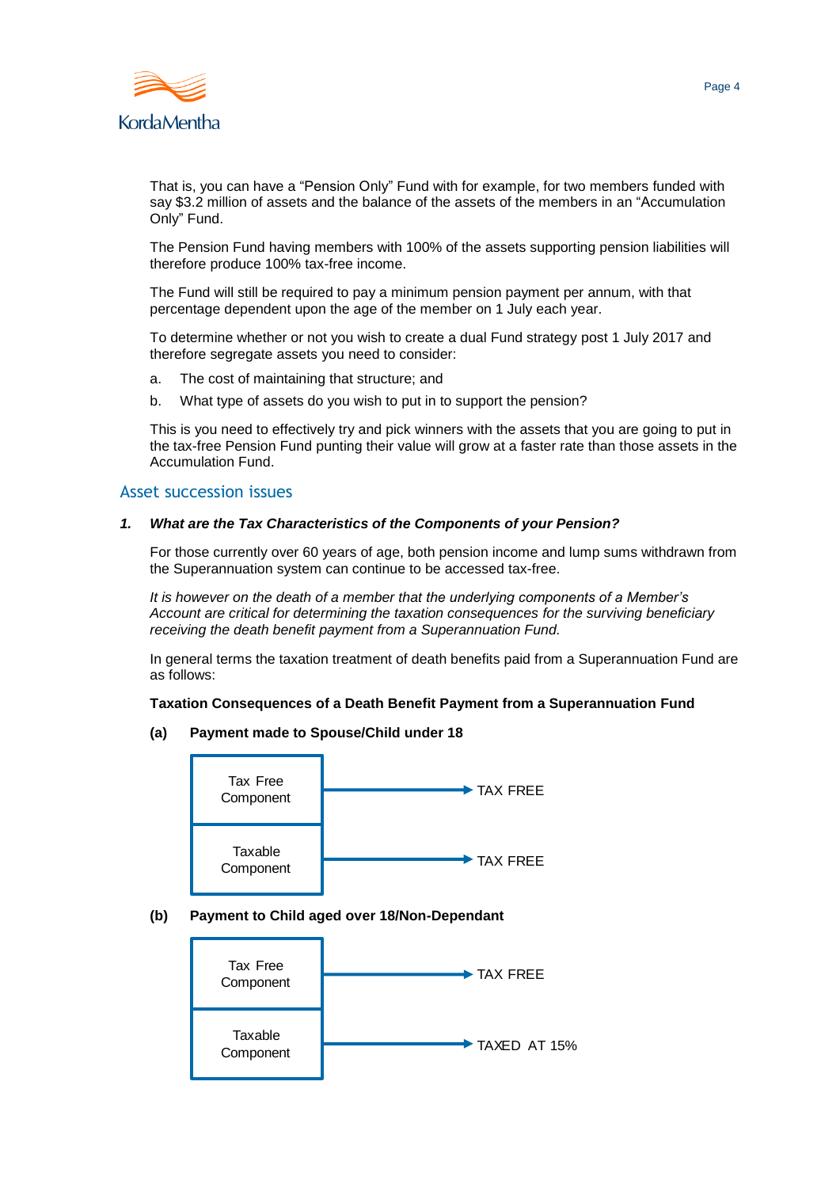That is, you can have a "Pension Only" Fund with for example, for two members funded with say $3.2 million of assets and the balance of the assets of the members in an "Accumulation Only" Fund.

The Pension Fund having members with 100% of the assets supporting pension liabilities will therefore produce 100% tax-free income.

The Fund will still be required to pay a minimum pension payment per annum, with that percentage dependent upon the age of the member on 1 July each year.

To determine whether or not you wish to create a dual Fund strategy post 1 July 2017 and therefore segregate assets you need to consider:

a. The cost of maintaining that structure; and

b. What type of assets do you wish to put in to support the pension?

This is you need to effectively try and pick winners with the assets that you are going to put in the tax-free Pension Fund punting their value will grow at a faster rate than those assets in the Accumulation Fund.

## Asset succession issues

### *1. What are the Tax Characteristics of the Components of your Pension?*

For those currently over 60 years of age, both pension income and lump sums withdrawn from the Superannuation system can continue to be accessed tax-free.

*It is however on the death of a member that the underlying components of a Member's Account are critical for determining the taxation consequences for the surviving beneficiary receiving the death benefit payment from a Superannuation Fund.*

In general terms the taxation treatment of death benefits paid from a Superannuation Fund are as follows:

**Taxation Consequences of a Death Benefit Payment from a Superannuation Fund**

**(a) Payment made to Spouse/Child under 18**

Tax Free Component → TAX FREE

Taxable Component → TAX FREE

**(b) Payment to Child aged over 18/Non-Dependant**

Tax Free Component → TAX FREE

Taxable Component → TAXED AT 15%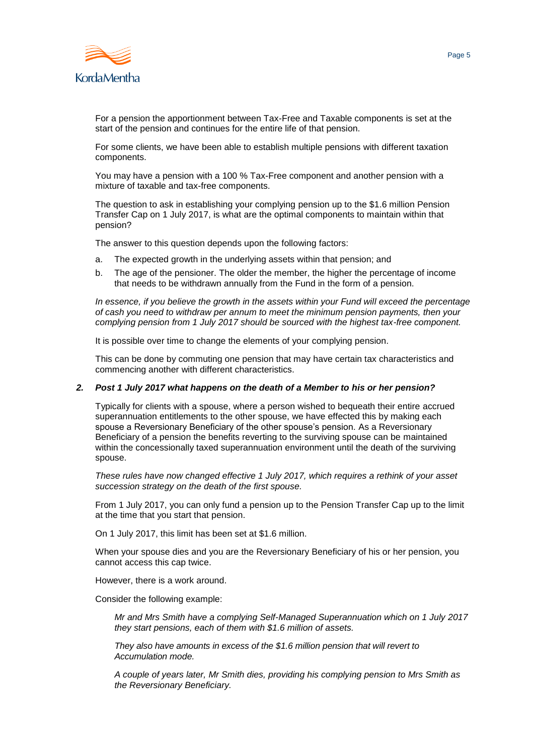For a pension the apportionment between Tax-Free and Taxable components is set at the start of the pension and continues for the entire life of that pension.

For some clients, we have been able to establish multiple pensions with different taxation components.

You may have a pension with a 100 % Tax-Free component and another pension with a mixture of taxable and tax-free components.

The question to ask in establishing your complying pension up to the $1.6 million Pension Transfer Cap on 1 July 2017, is what are the optimal components to maintain within that pension?

The answer to this question depends upon the following factors:

a. The expected growth in the underlying assets within that pension; and
b. The age of the pensioner. The older the member, the higher the percentage of income that needs to be withdrawn annually from the Fund in the form of a pension.

*In essence, if you believe the growth in the assets within your Fund will exceed the percentage of cash you need to withdraw per annum to meet the minimum pension payments, then your complying pension from 1 July 2017 should be sourced with the highest tax-free component.*

It is possible over time to change the elements of your complying pension.

This can be done by commuting one pension that may have certain tax characteristics and commencing another with different characteristics.

### *2. Post 1 July 2017 what happens on the death of a Member to his or her pension?*

Typically for clients with a spouse, where a person wished to bequeath their entire accrued superannuation entitlements to the other spouse, we have effected this by making each spouse a Reversionary Beneficiary of the other spouse's pension. As a Reversionary Beneficiary of a pension the benefits reverting to the surviving spouse can be maintained within the concessionally taxed superannuation environment until the death of the surviving spouse.

*These rules have now changed effective 1 July 2017, which requires a rethink of your asset succession strategy on the death of the first spouse.*

From 1 July 2017, you can only fund a pension up to the Pension Transfer Cap up to the limit at the time that you start that pension.

On 1 July 2017, this limit has been set at $1.6 million.

When your spouse dies and you are the Reversionary Beneficiary of his or her pension, you cannot access this cap twice.

However, there is a work around.

Consider the following example:

> *Mr and Mrs Smith have a complying Self-Managed Superannuation which on 1 July 2017 they start pensions, each of them with $1.6 million of assets.*
>
> *They also have amounts in excess of the $1.6 million pension that will revert to Accumulation mode.*
>
> *A couple of years later, Mr Smith dies, providing his complying pension to Mrs Smith as the Reversionary Beneficiary.*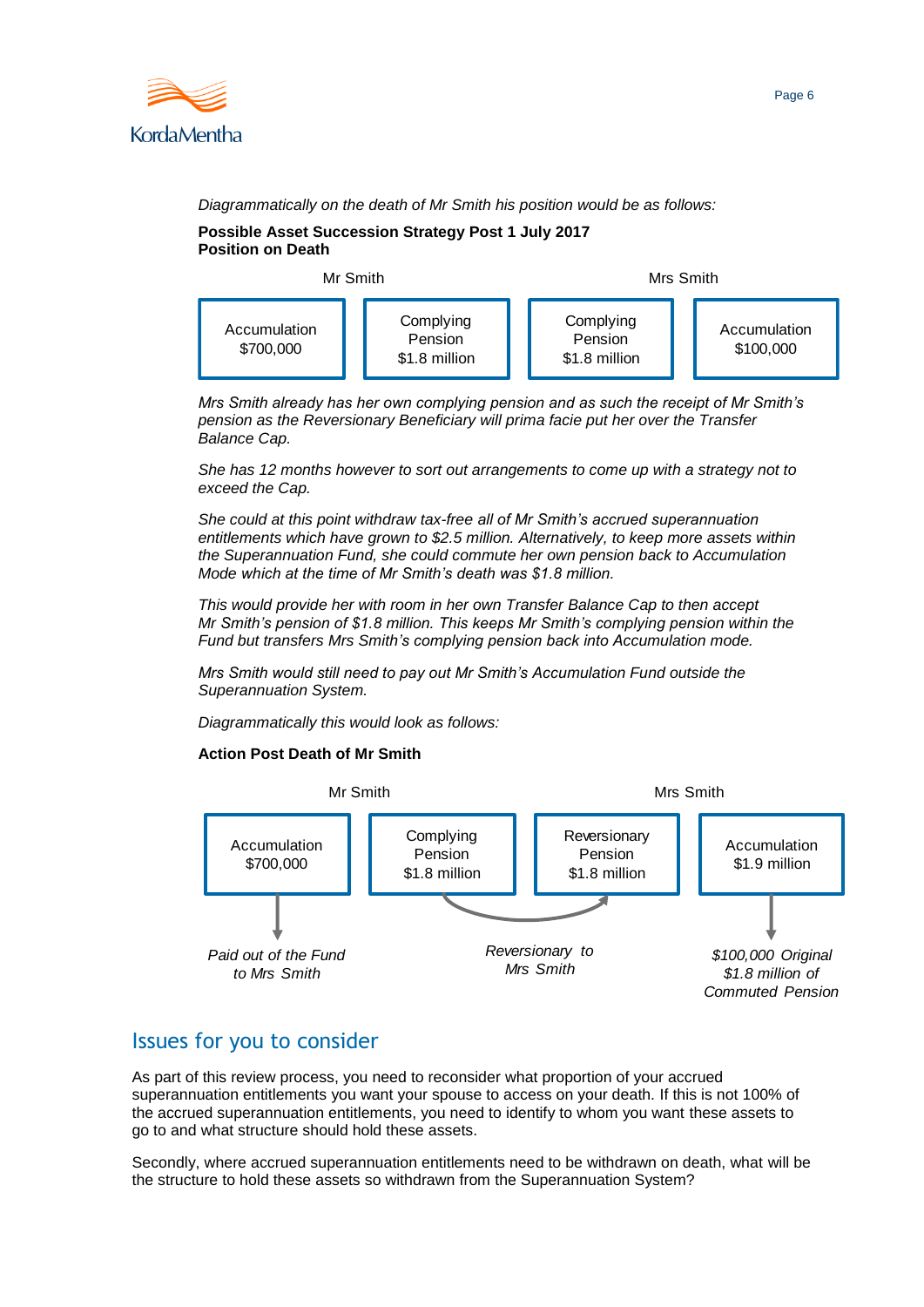*Diagrammatically on the death of Mr Smith his position would be as follows:*

**Possible Asset Succession Strategy Post 1 July 2017**
**Position on Death**

Mr Smith

Accumulation
$700,000

Complying
Pension
$1.8 million

Mrs Smith

Complying
Pension
$1.8 million

Accumulation
$100,000

*Mrs Smith already has her own complying pension and as such the receipt of Mr Smith's pension as the Reversionary Beneficiary will prima facie put her over the Transfer Balance Cap.*

*She has 12 months however to sort out arrangements to come up with a strategy not to exceed the Cap.*

*She could at this point withdraw tax-free all of Mr Smith's accrued superannuation entitlements which have grown to $2.5 million. Alternatively, to keep more assets within the Superannuation Fund, she could commute her own pension back to Accumulation Mode which at the time of Mr Smith's death was $1.8 million.*

*This would provide her with room in her own Transfer Balance Cap to then accept Mr Smith's pension of $1.8 million. This keeps Mr Smith's complying pension within the Fund but transfers Mrs Smith's complying pension back into Accumulation mode.*

*Mrs Smith would still need to pay out Mr Smith's Accumulation Fund outside the Superannuation System.*

*Diagrammatically this would look as follows:*

**Action Post Death of Mr Smith**

Mr Smith

Accumulation
$700,000

*Paid out of the Fund to Mrs Smith*

Complying
Pension
$1.8 million

*Reversionary to Mrs Smith*

Mrs Smith

Reversionary
Pension
$1.8 million

Accumulation
$1.9 million

*$100,000 Original $1.8 million of Commuted Pension*

## Issues for you to consider

As part of this review process, you need to reconsider what proportion of your accrued superannuation entitlements you want your spouse to access on your death. If this is not 100% of the accrued superannuation entitlements, you need to identify to whom you want these assets to go to and what structure should hold these assets.

Secondly, where accrued superannuation entitlements need to be withdrawn on death, what will be the structure to hold these assets so withdrawn from the Superannuation System?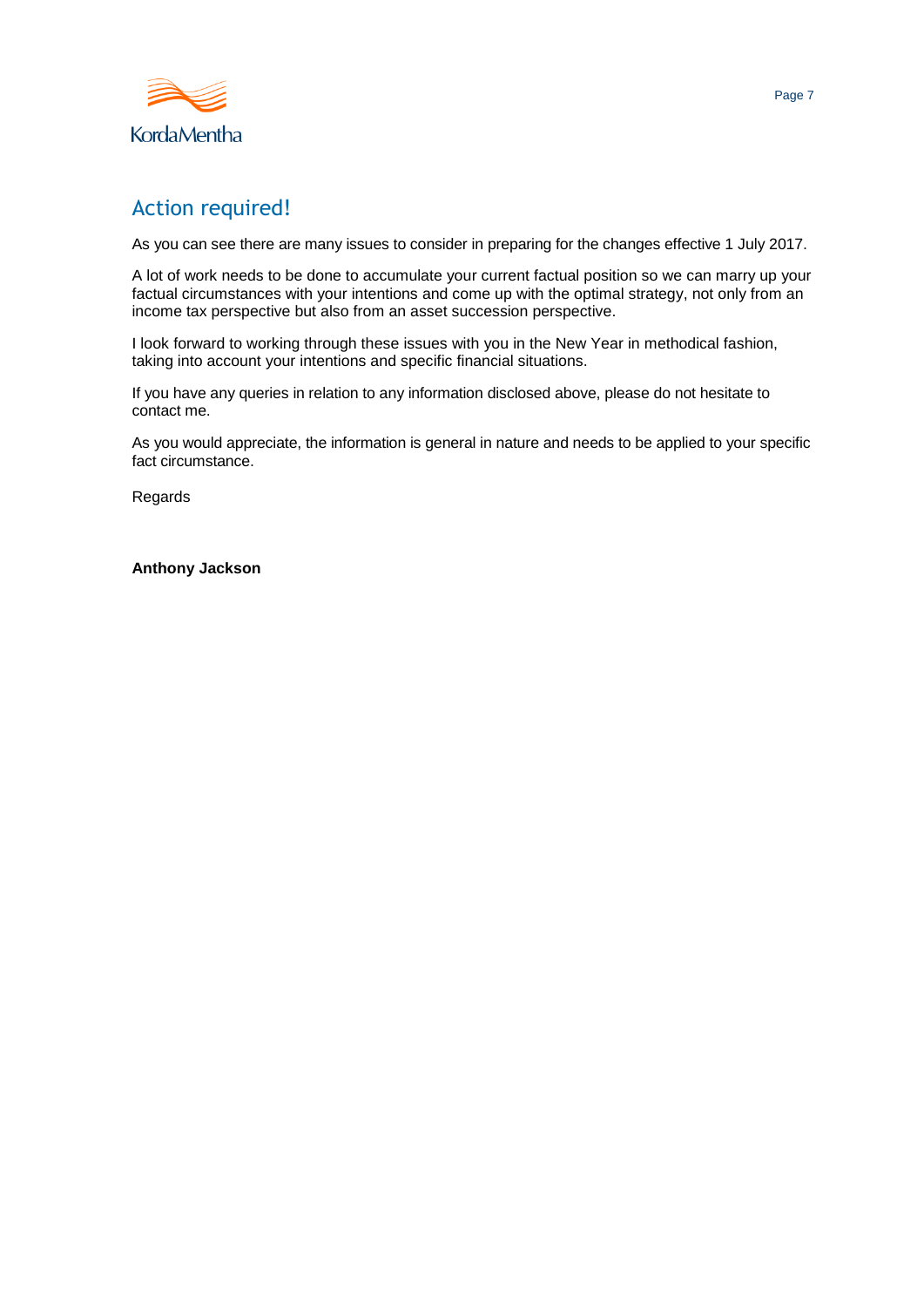## Action required!

As you can see there are many issues to consider in preparing for the changes effective 1 July 2017.

A lot of work needs to be done to accumulate your current factual position so we can marry up your factual circumstances with your intentions and come up with the optimal strategy, not only from an income tax perspective but also from an asset succession perspective.

I look forward to working through these issues with you in the New Year in methodical fashion, taking into account your intentions and specific financial situations.

If you have any queries in relation to any information disclosed above, please do not hesitate to contact me.

As you would appreciate, the information is general in nature and needs to be applied to your specific fact circumstance.

Regards

**Anthony Jackson**